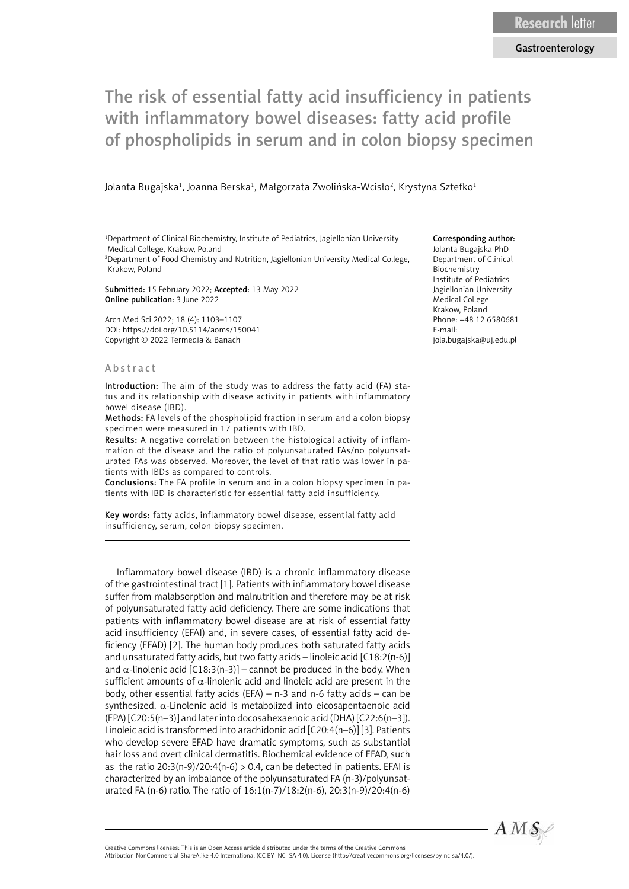Research letter

Gastroenterology

# The risk of essential fatty acid insufficiency in patients with inflammatory bowel diseases: fatty acid profile of phospholipids in serum and in colon biopsy specimen

Jolanta Bugajska[1], Joanna Berska[1], Małgorzata Zwolińska-Wcisło[2], Krystyna Sztefko[1]

[1]Department of Clinical Biochemistry, Institute of Pediatrics, Jagiellonian University Medical College, Krakow, Poland
[2]Department of Food Chemistry and Nutrition, Jagiellonian University Medical College, Krakow, Poland

**Submitted:** 15 February 2022; **Accepted:** 13 May 2022
**Online publication:** 3 June 2022

Arch Med Sci 2022; 18 (4): 1103–1107
DOI: https://doi.org/10.5114/aoms/150041
Copyright © 2022 Termedia & Banach

**Corresponding author:**
Jolanta Bugajska PhD
Department of Clinical Biochemistry
Institute of Pediatrics
Jagiellonian University Medical College
Krakow, Poland
Phone: +48 12 6580681
E-mail: jola.bugajska@uj.edu.pl

## Abstract

**Introduction:** The aim of the study was to address the fatty acid (FA) status and its relationship with disease activity in patients with inflammatory bowel disease (IBD).

**Methods:** FA levels of the phospholipid fraction in serum and a colon biopsy specimen were measured in 17 patients with IBD.

**Results:** A negative correlation between the histological activity of inflammation of the disease and the ratio of polyunsaturated FAs/no polyunsaturated FAs was observed. Moreover, the level of that ratio was lower in patients with IBDs as compared to controls.

**Conclusions:** The FA profile in serum and in a colon biopsy specimen in patients with IBD is characteristic for essential fatty acid insufficiency.

**Key words:** fatty acids, inflammatory bowel disease, essential fatty acid insufficiency, serum, colon biopsy specimen.

Inflammatory bowel disease (IBD) is a chronic inflammatory disease of the gastrointestinal tract [1]. Patients with inflammatory bowel disease suffer from malabsorption and malnutrition and therefore may be at risk of polyunsaturated fatty acid deficiency. There are some indications that patients with inflammatory bowel disease are at risk of essential fatty acid insufficiency (EFAI) and, in severe cases, of essential fatty acid deficiency (EFAD) [2]. The human body produces both saturated fatty acids and unsaturated fatty acids, but two fatty acids – linoleic acid [C18:2(n-6)] and α-linolenic acid [C18:3(n-3)] – cannot be produced in the body. When sufficient amounts of α-linolenic acid and linoleic acid are present in the body, other essential fatty acids (EFA) – n-3 and n-6 fatty acids – can be synthesized. α-Linolenic acid is metabolized into eicosapentaenoic acid (EPA) [C20:5(n–3)] and later into docosahexaenoic acid (DHA) [C22:6(n–3)]. Linoleic acid is transformed into arachidonic acid [C20:4(n–6)] [3]. Patients who develop severe EFAD have dramatic symptoms, such as substantial hair loss and overt clinical dermatitis. Biochemical evidence of EFAD, such as the ratio 20:3(n-9)/20:4(n-6) > 0.4, can be detected in patients. EFAI is characterized by an imbalance of the polyunsaturated FA (n-3)/polyunsaturated FA (n-6) ratio. The ratio of 16:1(n-7)/18:2(n-6), 20:3(n-9)/20:4(n-6)

Creative Commons licenses: This is an Open Access article distributed under the terms of the Creative Commons Attribution-NonCommercial-ShareAlike 4.0 International (CC BY -NC -SA 4.0). License (http://creativecommons.org/licenses/by-nc-sa/4.0/).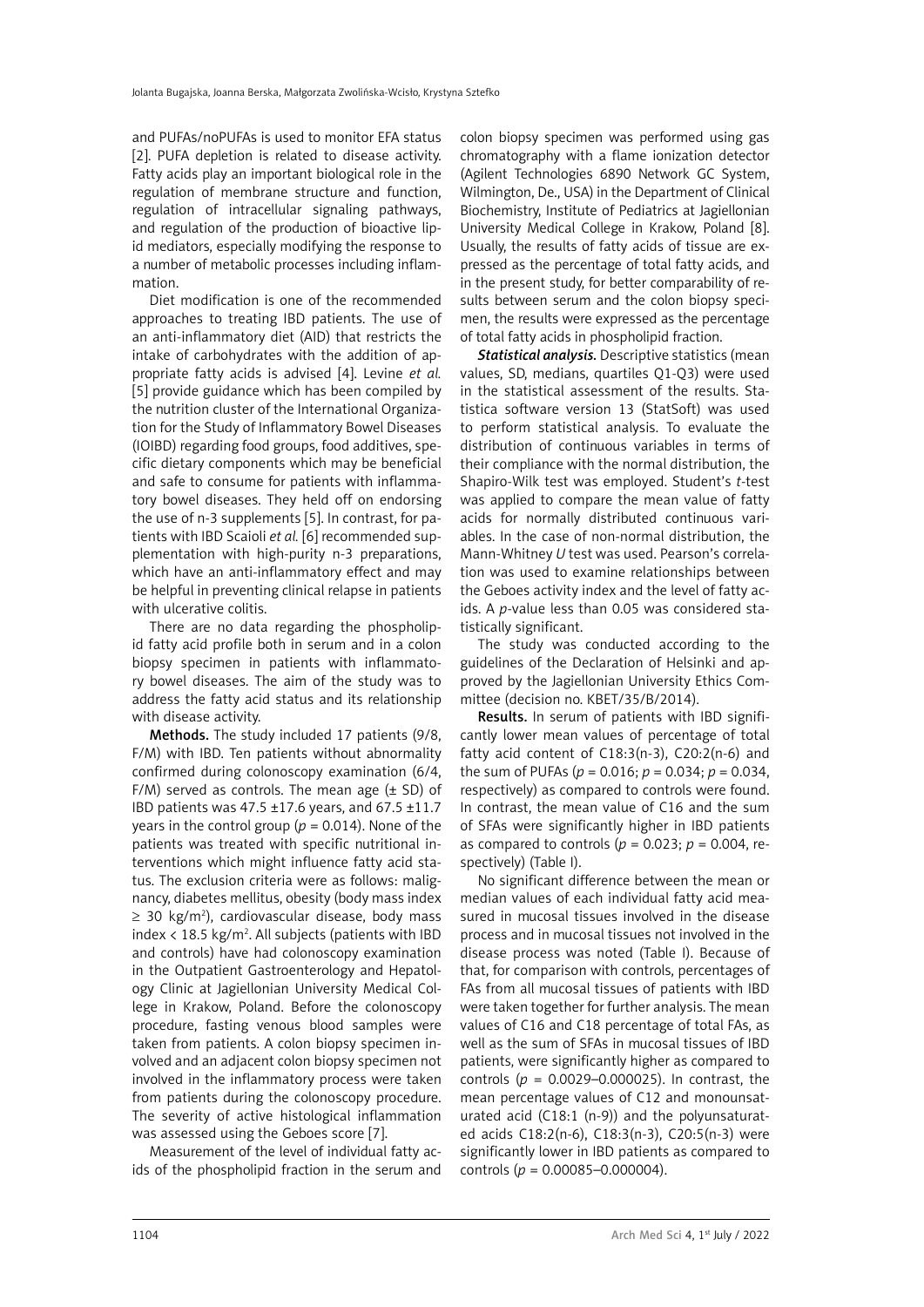and PUFAs/noPUFAs is used to monitor EFA status [2]. PUFA depletion is related to disease activity. Fatty acids play an important biological role in the regulation of membrane structure and function, regulation of intracellular signaling pathways, and regulation of the production of bioactive lipid mediators, especially modifying the response to a number of metabolic processes including inflammation.

Diet modification is one of the recommended approaches to treating IBD patients. The use of an anti-inflammatory diet (AID) that restricts the intake of carbohydrates with the addition of appropriate fatty acids is advised [4]. Levine *et al.* [5] provide guidance which has been compiled by the nutrition cluster of the International Organization for the Study of Inflammatory Bowel Diseases (IOIBD) regarding food groups, food additives, specific dietary components which may be beneficial and safe to consume for patients with inflammatory bowel diseases. They held off on endorsing the use of n-3 supplements [5]. In contrast, for patients with IBD Scaioli *et al.* [6] recommended supplementation with high-purity n-3 preparations, which have an anti-inflammatory effect and may be helpful in preventing clinical relapse in patients with ulcerative colitis.

There are no data regarding the phospholipid fatty acid profile both in serum and in a colon biopsy specimen in patients with inflammatory bowel diseases. The aim of the study was to address the fatty acid status and its relationship with disease activity.

**Methods.** The study included 17 patients (9/8, F/M) with IBD. Ten patients without abnormality confirmed during colonoscopy examination (6/4, F/M) served as controls. The mean age (± SD) of IBD patients was 47.5 ±17.6 years, and 67.5 ±11.7 years in the control group ($p = 0.014$). None of the patients was treated with specific nutritional interventions which might influence fatty acid status. The exclusion criteria were as follows: malignancy, diabetes mellitus, obesity (body mass index ≥ 30 kg/m$^2$), cardiovascular disease, body mass index < 18.5 kg/m$^2$. All subjects (patients with IBD and controls) have had colonoscopy examination in the Outpatient Gastroenterology and Hepatology Clinic at Jagiellonian University Medical College in Krakow, Poland. Before the colonoscopy procedure, fasting venous blood samples were taken from patients. A colon biopsy specimen involved and an adjacent colon biopsy specimen not involved in the inflammatory process were taken from patients during the colonoscopy procedure. The severity of active histological inflammation was assessed using the Geboes score [7].

Measurement of the level of individual fatty acids of the phospholipid fraction in the serum and colon biopsy specimen was performed using gas chromatography with a flame ionization detector (Agilent Technologies 6890 Network GC System, Wilmington, De., USA) in the Department of Clinical Biochemistry, Institute of Pediatrics at Jagiellonian University Medical College in Krakow, Poland [8]. Usually, the results of fatty acids of tissue are expressed as the percentage of total fatty acids, and in the present study, for better comparability of results between serum and the colon biopsy specimen, the results were expressed as the percentage of total fatty acids in phospholipid fraction.

***Statistical analysis.*** Descriptive statistics (mean values, SD, medians, quartiles Q1-Q3) were used in the statistical assessment of the results. Statistica software version 13 (StatSoft) was used to perform statistical analysis. To evaluate the distribution of continuous variables in terms of their compliance with the normal distribution, the Shapiro-Wilk test was employed. Student's *t*-test was applied to compare the mean value of fatty acids for normally distributed continuous variables. In the case of non-normal distribution, the Mann-Whitney *U* test was used. Pearson's correlation was used to examine relationships between the Geboes activity index and the level of fatty acids. A *p*-value less than 0.05 was considered statistically significant.

The study was conducted according to the guidelines of the Declaration of Helsinki and approved by the Jagiellonian University Ethics Committee (decision no. KBET/35/B/2014).

**Results.** In serum of patients with IBD significantly lower mean values of percentage of total fatty acid content of C18:3(n-3), C20:2(n-6) and the sum of PUFAs ($p = 0.016$; $p = 0.034$; $p = 0.034$, respectively) as compared to controls were found. In contrast, the mean value of C16 and the sum of SFAs were significantly higher in IBD patients as compared to controls ($p = 0.023$; $p = 0.004$, respectively) (Table I).

No significant difference between the mean or median values of each individual fatty acid measured in mucosal tissues involved in the disease process and in mucosal tissues not involved in the disease process was noted (Table I). Because of that, for comparison with controls, percentages of FAs from all mucosal tissues of patients with IBD were taken together for further analysis. The mean values of C16 and C18 percentage of total FAs, as well as the sum of SFAs in mucosal tissues of IBD patients, were significantly higher as compared to controls ($p = 0.0029$–$0.000025$). In contrast, the mean percentage values of C12 and monounsaturated acid (C18:1 (n-9)) and the polyunsaturated acids C18:2(n-6), C18:3(n-3), C20:5(n-3) were significantly lower in IBD patients as compared to controls ($p = 0.00085$–$0.000004$).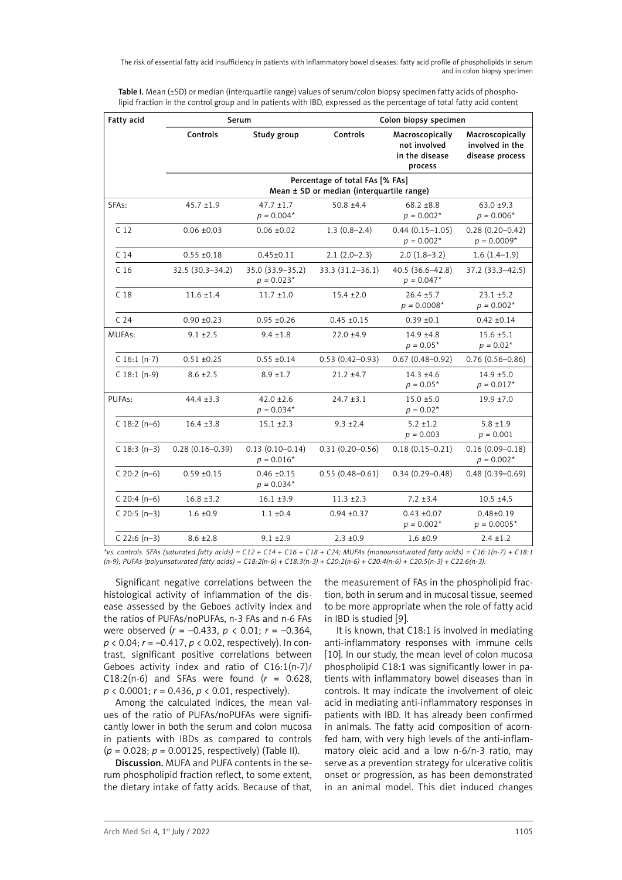**Table I.** Mean (±SD) or median (interquartile range) values of serum/colon biopsy specimen fatty acids of phospholipid fraction in the control group and in patients with IBD, expressed as the percentage of total fatty acid content

| Fatty acid | Serum | | Colon biopsy specimen | | |
|---|---|---|---|---|---|
| | Controls | Study group | Controls | Macroscopically not involved in the disease process | Macroscopically involved in the disease process |
| | Percentage of total FAs [% FAs] Mean ± SD or median (interquartile range) | | | | |
| SFAs: | 45.7 ±1.9 | 47.7 ±1.7 $p = 0.004$* | 50.8 ±4.4 | 68.2 ±8.8 $p = 0.002$* | 63.0 ±9.3 $p = 0.006$* |
| C 12 | 0.06 ±0.03 | 0.06 ±0.02 | 1.3 (0.8–2.4) | 0.44 (0.15–1.05) $p = 0.002$* | 0.28 (0.20–0.42) $p = 0.0009$* |
| C 14 | 0.55 ±0.18 | 0.45±0.11 | 2.1 (2.0–2.3) | 2.0 (1.8–3.2) | 1.6 (1.4–1.9) |
| C 16 | 32.5 (30.3–34.2) | 35.0 (33.9–35.2) $p = 0.023$* | 33.3 (31.2–36.1) | 40.5 (36.6–42.8) $p = 0.047$* | 37.2 (33.3–42.5) |
| C 18 | 11.6 ±1.4 | 11.7 ±1.0 | 15.4 ±2.0 | 26.4 ±5.7 $p = 0.0008$* | 23.1 ±5.2 $p = 0.002$* |
| C 24 | 0.90 ±0.23 | 0.95 ±0.26 | 0.45 ±0.15 | 0.39 ±0.1 | 0.42 ±0.14 |
| MUFAs: | 9.1 ±2.5 | 9.4 ±1.8 | 22.0 ±4.9 | 14.9 ±4.8 $p = 0.05$* | 15.6 ±5.1 $p = 0.02$* |
| C 16:1 (n-7) | 0.51 ±0.25 | 0.55 ±0.14 | 0.53 (0.42–0.93) | 0.67 (0.48–0.92) | 0.76 (0.56–0.86) |
| C 18:1 (n-9) | 8.6 ±2.5 | 8.9 ±1.7 | 21.2 ±4.7 | 14.3 ±4.6 $p = 0.05$* | 14.9 ±5.0 $p = 0.017$* |
| PUFAs: | 44.4 ±3.3 | 42.0 ±2.6 $p = 0.034$* | 24.7 ±3.1 | 15.0 ±5.0 $p = 0.02$* | 19.9 ±7.0 |
| C 18:2 (n–6) | 16.4 ±3.8 | 15.1 ±2.3 | 9.3 ±2.4 | 5.2 ±1.2 $p = 0.003$ | 5.8 ±1.9 $p = 0.001$ |
| C 18:3 (n–3) | 0.28 (0.16–0.39) | 0.13 (0.10–0.14) $p = 0.016$* | 0.31 (0.20–0.56) | 0.18 (0.15–0.21) | 0.16 (0.09–0.18) $p = 0.002$* |
| C 20:2 (n–6) | 0.59 ±0.15 | 0.46 ±0.15 $p = 0.034$* | 0.55 (0.48–0.61) | 0.34 (0.29–0.48) | 0.48 (0.39–0.69) |
| C 20:4 (n–6) | 16.8 ±3.2 | 16.1 ±3.9 | 11.3 ±2.3 | 7.2 ±3.4 | 10.5 ±4.5 |
| C 20:5 (n–3) | 1.6 ±0.9 | 1.1 ±0.4 | 0.94 ±0.37 | 0.43 ±0.07 $p = 0.002$* | 0.48±0.19 $p = 0.0005$* |
| C 22:6 (n–3) | 8.6 ±2.8 | 9.1 ±2.9 | 2.3 ±0.9 | 1.6 ±0.9 | 2.4 ±1.2 |

*\*vs. controls. SFAs (saturated fatty acids) = C12 + C14 + C16 + C18 + C24; MUFAs (monounsaturated fatty acids) = C16:1(n-7) + C18:1 (n-9); PUFAs (polyunsaturated fatty acids) = C18:2(n-6) + C18:3(n-3) + C20:2(n-6) + C20:4(n-6) + C20:5(n-3) + C22:6(n-3).*

Significant negative correlations between the histological activity of inflammation of the disease assessed by the Geboes activity index and the ratios of PUFAs/noPUFAs, n-3 FAs and n-6 FAs were observed ($r = -0.433$, $p < 0.01$; $r = -0.364$, $p < 0.04$; $r = -0.417$, $p < 0.02$, respectively). In contrast, significant positive correlations between Geboes activity index and ratio of C16:1(n-7)/C18:2(n-6) and SFAs were found ($r = 0.628$, $p < 0.0001$; $r = 0.436$, $p < 0.01$, respectively).

Among the calculated indices, the mean values of the ratio of PUFAs/noPUFAs were significantly lower in both the serum and colon mucosa in patients with IBDs as compared to controls ($p = 0.028$; $p = 0.00125$, respectively) (Table II).

**Discussion.** MUFA and PUFA contents in the serum phospholipid fraction reflect, to some extent, the dietary intake of fatty acids. Because of that, the measurement of FAs in the phospholipid fraction, both in serum and in mucosal tissue, seemed to be more appropriate when the role of fatty acid in IBD is studied [9].

It is known, that C18:1 is involved in mediating anti-inflammatory responses with immune cells [10]. In our study, the mean level of colon mucosa phospholipid C18:1 was significantly lower in patients with inflammatory bowel diseases than in controls. It may indicate the involvement of oleic acid in mediating anti-inflammatory responses in patients with IBD. It has already been confirmed in animals. The fatty acid composition of acorn-fed ham, with very high levels of the anti-inflammatory oleic acid and a low n-6/n-3 ratio, may serve as a prevention strategy for ulcerative colitis onset or progression, as has been demonstrated in an animal model. This diet induced changes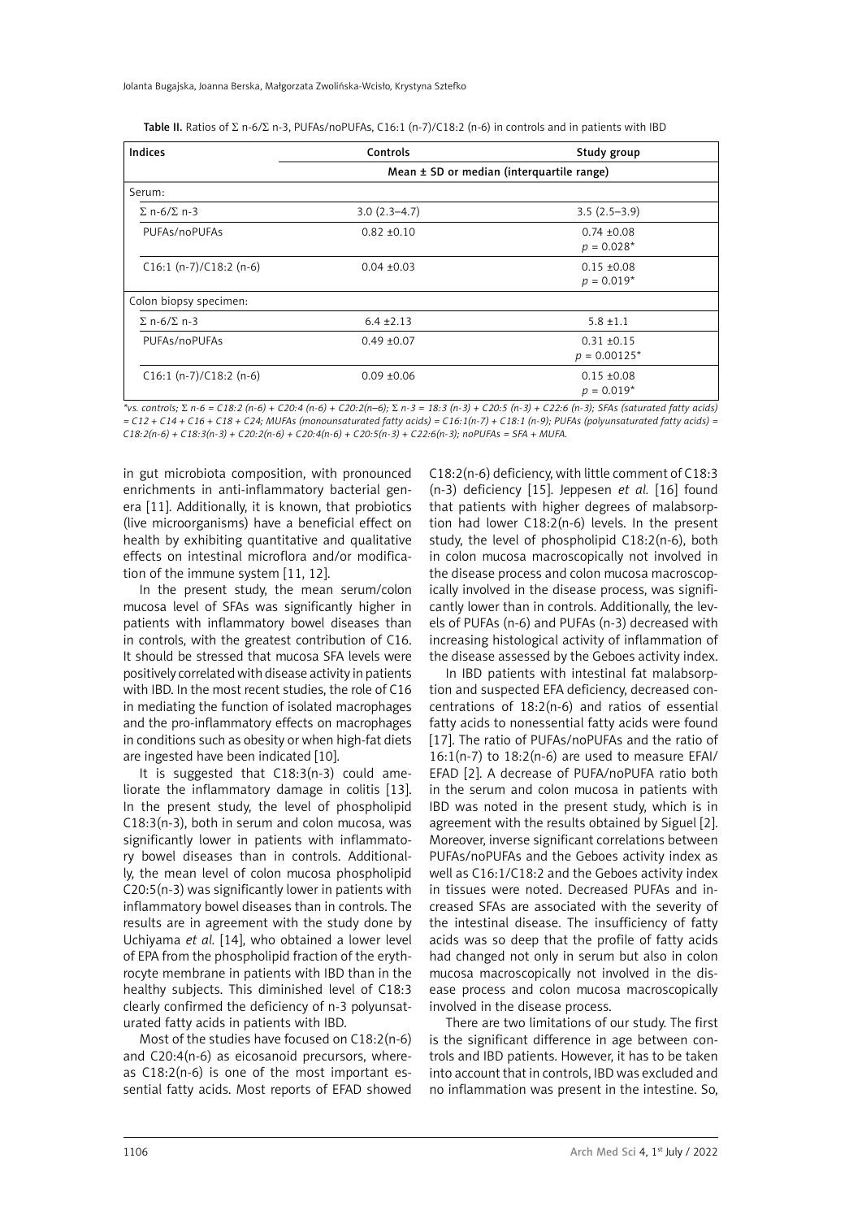**Table II.** Ratios of Σ n-6/Σ n-3, PUFAs/noPUFAs, C16:1 (n-7)/C18:2 (n-6) in controls and in patients with IBD

| Indices | Controls | Study group |
|---|---|---|
| | Mean ± SD or median (interquartile range) | |
| Serum: | | |
| Σ n-6/Σ n-3 | 3.0 (2.3–4.7) | 3.5 (2.5–3.9) |
| PUFAs/noPUFAs | 0.82 ±0.10 | 0.74 ±0.08 $p = 0.028$* |
| C16:1 (n-7)/C18:2 (n-6) | 0.04 ±0.03 | 0.15 ±0.08 $p = 0.019$* |
| Colon biopsy specimen: | | |
| Σ n-6/Σ n-3 | 6.4 ±2.13 | 5.8 ±1.1 |
| PUFAs/noPUFAs | 0.49 ±0.07 | 0.31 ±0.15 $p = 0.00125$* |
| C16:1 (n-7)/C18:2 (n-6) | 0.09 ±0.06 | 0.15 ±0.08 $p = 0.019$* |

*\*vs. controls; Σ n-6 = C18:2 (n-6) + C20:4 (n-6) + C20:2(n–6); Σ n-3 = 18:3 (n-3) + C20:5 (n-3) + C22:6 (n-3); SFAs (saturated fatty acids) = C12 + C14 + C16 + C18 + C24; MUFAs (monounsaturated fatty acids) = C16:1(n-7) + C18:1 (n-9); PUFAs (polyunsaturated fatty acids) = C18:2(n-6) + C18:3(n-3) + C20:2(n-6) + C20:4(n-6) + C20:5(n-3) + C22:6(n-3); noPUFAs = SFA + MUFA.*

in gut microbiota composition, with pronounced enrichments in anti-inflammatory bacterial genera [11]. Additionally, it is known, that probiotics (live microorganisms) have a beneficial effect on health by exhibiting quantitative and qualitative effects on intestinal microflora and/or modification of the immune system [11, 12].

In the present study, the mean serum/colon mucosa level of SFAs was significantly higher in patients with inflammatory bowel diseases than in controls, with the greatest contribution of C16. It should be stressed that mucosa SFA levels were positively correlated with disease activity in patients with IBD. In the most recent studies, the role of C16 in mediating the function of isolated macrophages and the pro-inflammatory effects on macrophages in conditions such as obesity or when high-fat diets are ingested have been indicated [10].

It is suggested that C18:3(n-3) could ameliorate the inflammatory damage in colitis [13]. In the present study, the level of phospholipid C18:3(n-3), both in serum and colon mucosa, was significantly lower in patients with inflammatory bowel diseases than in controls. Additionally, the mean level of colon mucosa phospholipid C20:5(n-3) was significantly lower in patients with inflammatory bowel diseases than in controls. The results are in agreement with the study done by Uchiyama *et al.* [14], who obtained a lower level of EPA from the phospholipid fraction of the erythrocyte membrane in patients with IBD than in the healthy subjects. This diminished level of C18:3 clearly confirmed the deficiency of n-3 polyunsaturated fatty acids in patients with IBD.

Most of the studies have focused on C18:2(n-6) and C20:4(n-6) as eicosanoid precursors, whereas C18:2(n-6) is one of the most important essential fatty acids. Most reports of EFAD showed C18:2(n-6) deficiency, with little comment of C18:3 (n-3) deficiency [15]. Jeppesen *et al.* [16] found that patients with higher degrees of malabsorption had lower C18:2(n-6) levels. In the present study, the level of phospholipid C18:2(n-6), both in colon mucosa macroscopically not involved in the disease process and colon mucosa macroscopically involved in the disease process, was significantly lower than in controls. Additionally, the levels of PUFAs (n-6) and PUFAs (n-3) decreased with increasing histological activity of inflammation of the disease assessed by the Geboes activity index.

In IBD patients with intestinal fat malabsorption and suspected EFA deficiency, decreased concentrations of 18:2(n-6) and ratios of essential fatty acids to nonessential fatty acids were found [17]. The ratio of PUFAs/noPUFAs and the ratio of 16:1(n-7) to 18:2(n-6) are used to measure EFAI/EFAD [2]. A decrease of PUFA/noPUFA ratio both in the serum and colon mucosa in patients with IBD was noted in the present study, which is in agreement with the results obtained by Siguel [2]. Moreover, inverse significant correlations between PUFAs/noPUFAs and the Geboes activity index as well as C16:1/C18:2 and the Geboes activity index in tissues were noted. Decreased PUFAs and increased SFAs are associated with the severity of the intestinal disease. The insufficiency of fatty acids was so deep that the profile of fatty acids had changed not only in serum but also in colon mucosa macroscopically not involved in the disease process and colon mucosa macroscopically involved in the disease process.

There are two limitations of our study. The first is the significant difference in age between controls and IBD patients. However, it has to be taken into account that in controls, IBD was excluded and no inflammation was present in the intestine. So,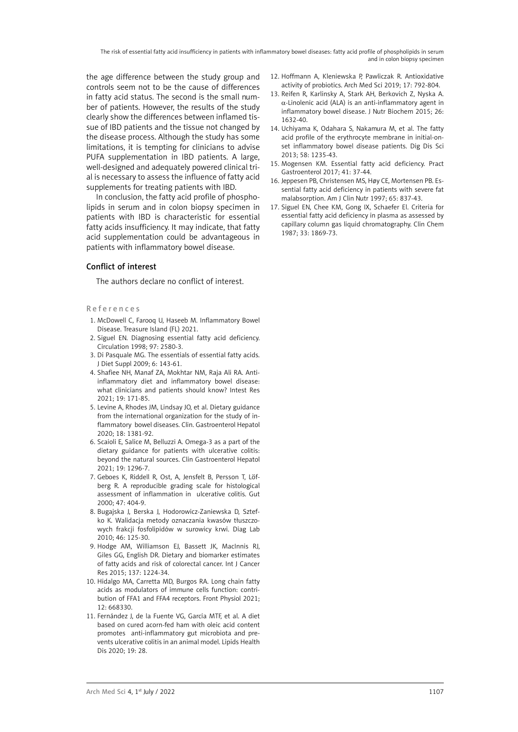the age difference between the study group and controls seem not to be the cause of differences in fatty acid status. The second is the small number of patients. However, the results of the study clearly show the differences between inflamed tissue of IBD patients and the tissue not changed by the disease process. Although the study has some limitations, it is tempting for clinicians to advise PUFA supplementation in IBD patients. A large, well-designed and adequately powered clinical trial is necessary to assess the influence of fatty acid supplements for treating patients with IBD.

In conclusion, the fatty acid profile of phospholipids in serum and in colon biopsy specimen in patients with IBD is characteristic for essential fatty acids insufficiency. It may indicate, that fatty acid supplementation could be advantageous in patients with inflammatory bowel disease.

## Conflict of interest

The authors declare no conflict of interest.

## References

1. McDowell C, Farooq U, Haseeb M. Inflammatory Bowel Disease. Treasure Island (FL) 2021.
2. Siguel EN. Diagnosing essential fatty acid deficiency. Circulation 1998; 97: 2580-3.
3. Di Pasquale MG. The essentials of essential fatty acids. J Diet Suppl 2009; 6: 143-61.
4. Shafiee NH, Manaf ZA, Mokhtar NM, Raja Ali RA. Anti-inflammatory diet and inflammatory bowel disease: what clinicians and patients should know? Intest Res 2021; 19: 171-85.
5. Levine A, Rhodes JM, Lindsay JO, et al. Dietary guidance from the international organization for the study of inflammatory bowel diseases. Clin. Gastroenterol Hepatol 2020; 18: 1381-92.
6. Scaioli E, Salice M, Belluzzi A. Omega-3 as a part of the dietary guidance for patients with ulcerative colitis: beyond the natural sources. Clin Gastroenterol Hepatol 2021; 19: 1296-7.
7. Geboes K, Riddell R, Ost, A, Jensfelt B, Persson T, Löfberg R. A reproducible grading scale for histological assessment of inflammation in ulcerative colitis. Gut 2000; 47: 404-9.
8. Bugajska J, Berska J, Hodorowicz-Zaniewska D, Sztefko K. Walidacja metody oznaczania kwasów tłuszczowych frakcji fosfolipidów w surowicy krwi. Diag Lab 2010; 46: 125-30.
9. Hodge AM, Williamson EJ, Bassett JK, MacInnis RJ, Giles GG, English DR. Dietary and biomarker estimates of fatty acids and risk of colorectal cancer. Int J Cancer Res 2015; 137: 1224-34.
10. Hidalgo MA, Carretta MD, Burgos RA. Long chain fatty acids as modulators of immune cells function: contribution of FFA1 and FFA4 receptors. Front Physiol 2021; 12: 668330.
11. Fernández J, de la Fuente VG, García MTF, et al. A diet based on cured acorn-fed ham with oleic acid content promotes anti-inflammatory gut microbiota and prevents ulcerative colitis in an animal model. Lipids Health Dis 2020; 19: 28.
12. Hoffmann A, Kleniewska P, Pawliczak R. Antioxidative activity of probiotics. Arch Med Sci 2019; 17: 792-804.
13. Reifen R, Karlinsky A, Stark AH, Berkovich Z, Nyska A. $\alpha$-Linolenic acid (ALA) is an anti-inflammatory agent in inflammatory bowel disease. J Nutr Biochem 2015; 26: 1632-40.
14. Uchiyama K, Odahara S, Nakamura M, et al. The fatty acid profile of the erythrocyte membrane in initial-onset inflammatory bowel disease patients. Dig Dis Sci 2013; 58: 1235-43.
15. Mogensen KM. Essential fatty acid deficiency. Pract Gastroenterol 2017; 41: 37-44.
16. Jeppesen PB, Christensen MS, Høy CE, Mortensen PB. Essential fatty acid deficiency in patients with severe fat malabsorption. Am J Clin Nutr 1997; 65: 837-43.
17. Siguel EN, Chee KM, Gong JX, Schaefer EJ. Criteria for essential fatty acid deficiency in plasma as assessed by capillary column gas liquid chromatography. Clin Chem 1987; 33: 1869-73.